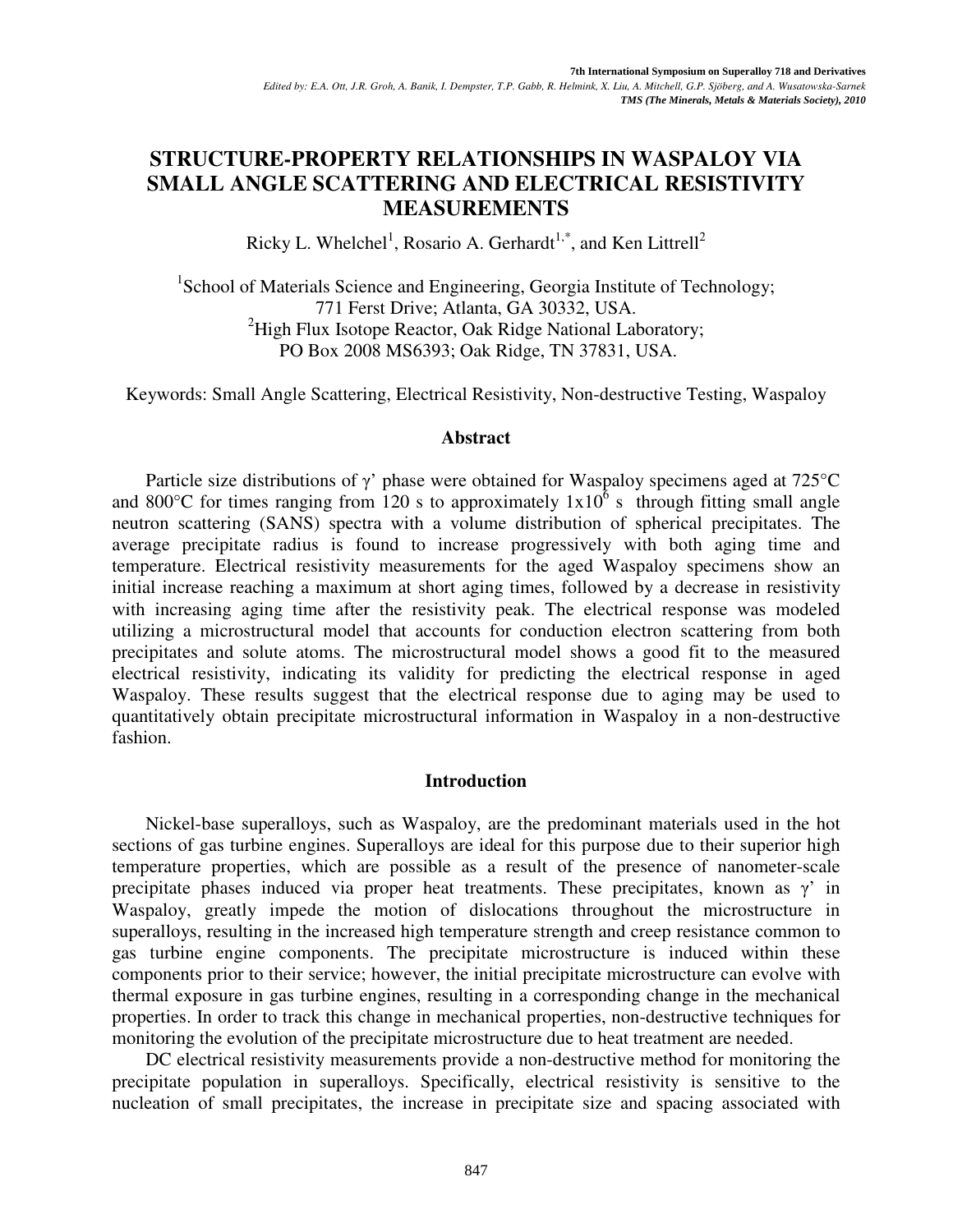# STRUCTURE-PROPERTY RELATIONSHIPS IN WASPALOY VIA SMALL ANGLE SCATTERING AND ELECTRICAL RESISTIVITY MEASUREMENTS

Ricky L. Whelchel[1], Rosario A. Gerhardt[1,*], and Ken Littrell[2]

[1]School of Materials Science and Engineering, Georgia Institute of Technology; 771 Ferst Drive; Atlanta, GA 30332, USA.
[2]High Flux Isotope Reactor, Oak Ridge National Laboratory; PO Box 2008 MS6393; Oak Ridge, TN 37831, USA.

Keywords: Small Angle Scattering, Electrical Resistivity, Non-destructive Testing, Waspaloy

## Abstract

Particle size distributions of γ' phase were obtained for Waspaloy specimens aged at 725°C and 800°C for times ranging from 120 s to approximately $1x10^6$ s through fitting small angle neutron scattering (SANS) spectra with a volume distribution of spherical precipitates. The average precipitate radius is found to increase progressively with both aging time and temperature. Electrical resistivity measurements for the aged Waspaloy specimens show an initial increase reaching a maximum at short aging times, followed by a decrease in resistivity with increasing aging time after the resistivity peak. The electrical response was modeled utilizing a microstructural model that accounts for conduction electron scattering from both precipitates and solute atoms. The microstructural model shows a good fit to the measured electrical resistivity, indicating its validity for predicting the electrical response in aged Waspaloy. These results suggest that the electrical response due to aging may be used to quantitatively obtain precipitate microstructural information in Waspaloy in a non-destructive fashion.

## Introduction

Nickel-base superalloys, such as Waspaloy, are the predominant materials used in the hot sections of gas turbine engines. Superalloys are ideal for this purpose due to their superior high temperature properties, which are possible as a result of the presence of nanometer-scale precipitate phases induced via proper heat treatments. These precipitates, known as γ' in Waspaloy, greatly impede the motion of dislocations throughout the microstructure in superalloys, resulting in the increased high temperature strength and creep resistance common to gas turbine engine components. The precipitate microstructure is induced within these components prior to their service; however, the initial precipitate microstructure can evolve with thermal exposure in gas turbine engines, resulting in a corresponding change in the mechanical properties. In order to track this change in mechanical properties, non-destructive techniques for monitoring the evolution of the precipitate microstructure due to heat treatment are needed.

DC electrical resistivity measurements provide a non-destructive method for monitoring the precipitate population in superalloys. Specifically, electrical resistivity is sensitive to the nucleation of small precipitates, the increase in precipitate size and spacing associated with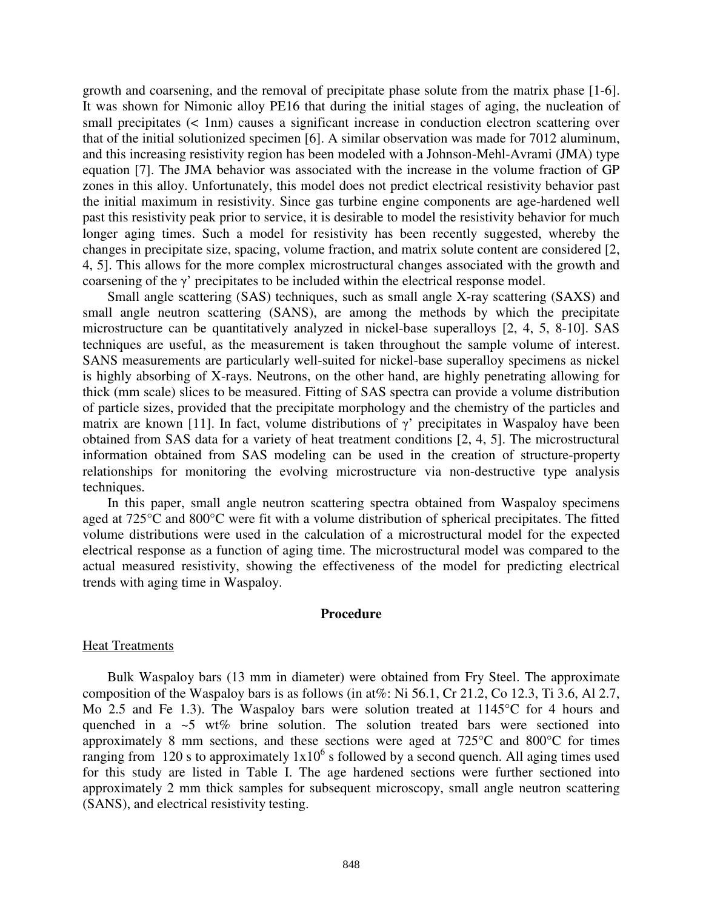growth and coarsening, and the removal of precipitate phase solute from the matrix phase [1-6]. It was shown for Nimonic alloy PE16 that during the initial stages of aging, the nucleation of small precipitates (< 1nm) causes a significant increase in conduction electron scattering over that of the initial solutionized specimen [6]. A similar observation was made for 7012 aluminum, and this increasing resistivity region has been modeled with a Johnson-Mehl-Avrami (JMA) type equation [7]. The JMA behavior was associated with the increase in the volume fraction of GP zones in this alloy. Unfortunately, this model does not predict electrical resistivity behavior past the initial maximum in resistivity. Since gas turbine engine components are age-hardened well past this resistivity peak prior to service, it is desirable to model the resistivity behavior for much longer aging times. Such a model for resistivity has been recently suggested, whereby the changes in precipitate size, spacing, volume fraction, and matrix solute content are considered [2, 4, 5]. This allows for the more complex microstructural changes associated with the growth and coarsening of the γ' precipitates to be included within the electrical response model.

Small angle scattering (SAS) techniques, such as small angle X-ray scattering (SAXS) and small angle neutron scattering (SANS), are among the methods by which the precipitate microstructure can be quantitatively analyzed in nickel-base superalloys [2, 4, 5, 8-10]. SAS techniques are useful, as the measurement is taken throughout the sample volume of interest. SANS measurements are particularly well-suited for nickel-base superalloy specimens as nickel is highly absorbing of X-rays. Neutrons, on the other hand, are highly penetrating allowing for thick (mm scale) slices to be measured. Fitting of SAS spectra can provide a volume distribution of particle sizes, provided that the precipitate morphology and the chemistry of the particles and matrix are known [11]. In fact, volume distributions of γ' precipitates in Waspaloy have been obtained from SAS data for a variety of heat treatment conditions [2, 4, 5]. The microstructural information obtained from SAS modeling can be used in the creation of structure-property relationships for monitoring the evolving microstructure via non-destructive type analysis techniques.

In this paper, small angle neutron scattering spectra obtained from Waspaloy specimens aged at 725°C and 800°C were fit with a volume distribution of spherical precipitates. The fitted volume distributions were used in the calculation of a microstructural model for the expected electrical response as a function of aging time. The microstructural model was compared to the actual measured resistivity, showing the effectiveness of the model for predicting electrical trends with aging time in Waspaloy.

## Procedure

### Heat Treatments

Bulk Waspaloy bars (13 mm in diameter) were obtained from Fry Steel. The approximate composition of the Waspaloy bars is as follows (in at%: Ni 56.1, Cr 21.2, Co 12.3, Ti 3.6, Al 2.7, Mo 2.5 and Fe 1.3). The Waspaloy bars were solution treated at 1145°C for 4 hours and quenched in a ~5 wt% brine solution. The solution treated bars were sectioned into approximately 8 mm sections, and these sections were aged at 725°C and 800°C for times ranging from 120 s to approximately $1 \times 10^6$ s followed by a second quench. All aging times used for this study are listed in Table I. The age hardened sections were further sectioned into approximately 2 mm thick samples for subsequent microscopy, small angle neutron scattering (SANS), and electrical resistivity testing.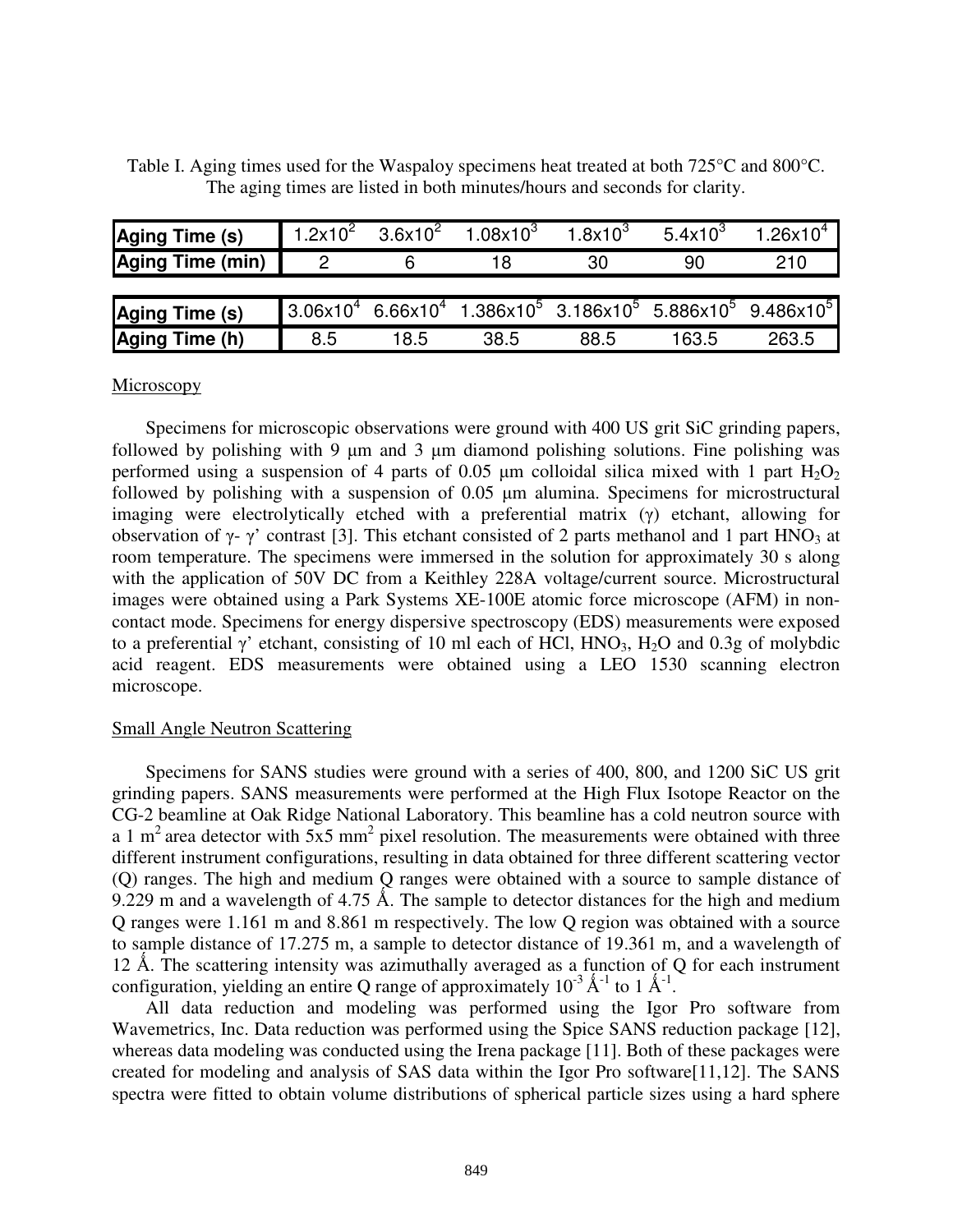Table I. Aging times used for the Waspaloy specimens heat treated at both 725°C and 800°C. The aging times are listed in both minutes/hours and seconds for clarity.

| **Aging Time (s)** | $1.2x10^2$ | $3.6x10^2$ | $1.08x10^3$ | $1.8x10^3$ | $5.4x10^3$ | $1.26x10^4$ |
|---|---|---|---|---|---|---|
| **Aging Time (min)** | 2 | 6 | 18 | 30 | 90 | 210 |

| **Aging Time (s)** | $3.06x10^4$ | $6.66x10^4$ | $1.386x10^5$ | $3.186x10^5$ | $5.886x10^5$ | $9.486x10^5$ |
|---|---|---|---|---|---|---|
| **Aging Time (h)** | 8.5 | 18.5 | 38.5 | 88.5 | 163.5 | 263.5 |

Microscopy

Specimens for microscopic observations were ground with 400 US grit SiC grinding papers, followed by polishing with 9 μm and 3 μm diamond polishing solutions. Fine polishing was performed using a suspension of 4 parts of 0.05 μm colloidal silica mixed with 1 part $H_2O_2$ followed by polishing with a suspension of 0.05 μm alumina. Specimens for microstructural imaging were electrolytically etched with a preferential matrix (γ) etchant, allowing for observation of γ- γ' contrast [3]. This etchant consisted of 2 parts methanol and 1 part $HNO_3$ at room temperature. The specimens were immersed in the solution for approximately 30 s along with the application of 50V DC from a Keithley 228A voltage/current source. Microstructural images were obtained using a Park Systems XE-100E atomic force microscope (AFM) in non-contact mode. Specimens for energy dispersive spectroscopy (EDS) measurements were exposed to a preferential γ' etchant, consisting of 10 ml each of HCl, $HNO_3$, $H_2O$ and 0.3g of molybdic acid reagent. EDS measurements were obtained using a LEO 1530 scanning electron microscope.

Small Angle Neutron Scattering

Specimens for SANS studies were ground with a series of 400, 800, and 1200 SiC US grit grinding papers. SANS measurements were performed at the High Flux Isotope Reactor on the CG-2 beamline at Oak Ridge National Laboratory. This beamline has a cold neutron source with a 1 $m^2$ area detector with 5x5 $mm^2$ pixel resolution. The measurements were obtained with three different instrument configurations, resulting in data obtained for three different scattering vector (Q) ranges. The high and medium Q ranges were obtained with a source to sample distance of 9.229 m and a wavelength of 4.75 Å. The sample to detector distances for the high and medium Q ranges were 1.161 m and 8.861 m respectively. The low Q region was obtained with a source to sample distance of 17.275 m, a sample to detector distance of 19.361 m, and a wavelength of 12 Å. The scattering intensity was azimuthally averaged as a function of Q for each instrument configuration, yielding an entire Q range of approximately $10^{-3}$ Å$^{-1}$ to 1 Å$^{-1}$.

All data reduction and modeling was performed using the Igor Pro software from Wavemetrics, Inc. Data reduction was performed using the Spice SANS reduction package [12], whereas data modeling was conducted using the Irena package [11]. Both of these packages were created for modeling and analysis of SAS data within the Igor Pro software[11,12]. The SANS spectra were fitted to obtain volume distributions of spherical particle sizes using a hard sphere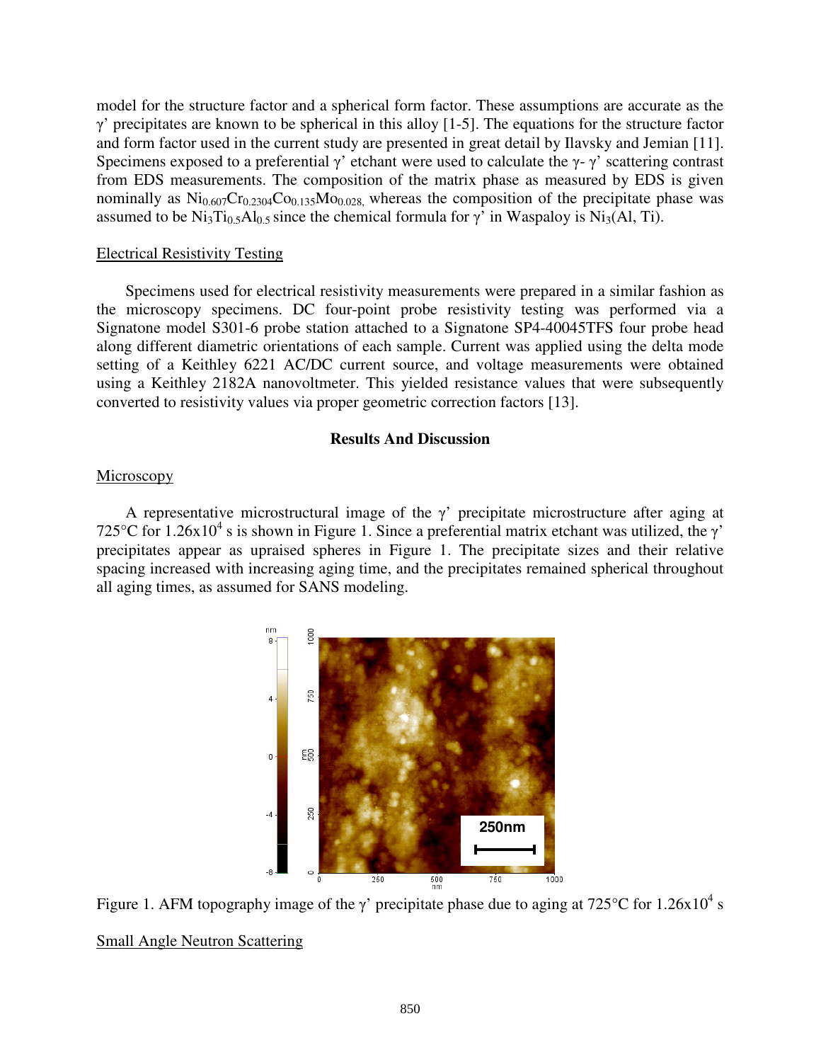model for the structure factor and a spherical form factor. These assumptions are accurate as the γ' precipitates are known to be spherical in this alloy [1-5]. The equations for the structure factor and form factor used in the current study are presented in great detail by Ilavsky and Jemian [11]. Specimens exposed to a preferential γ' etchant were used to calculate the γ- γ' scattering contrast from EDS measurements. The composition of the matrix phase as measured by EDS is given nominally as $Ni_{0.607}Cr_{0.2304}Co_{0.135}Mo_{0.028}$, whereas the composition of the precipitate phase was assumed to be $Ni_3Ti_{0.5}Al_{0.5}$ since the chemical formula for γ' in Waspaloy is $Ni_3(Al, Ti)$.

## Electrical Resistivity Testing

Specimens used for electrical resistivity measurements were prepared in a similar fashion as the microscopy specimens. DC four-point probe resistivity testing was performed via a Signatone model S301-6 probe station attached to a Signatone SP4-40045TFS four probe head along different diametric orientations of each sample. Current was applied using the delta mode setting of a Keithley 6221 AC/DC current source, and voltage measurements were obtained using a Keithley 2182A nanovoltmeter. This yielded resistance values that were subsequently converted to resistivity values via proper geometric correction factors [13].

# Results And Discussion

## Microscopy

A representative microstructural image of the γ' precipitate microstructure after aging at 725°C for $1.26 \times 10^4$ s is shown in Figure 1. Since a preferential matrix etchant was utilized, the γ' precipitates appear as upraised spheres in Figure 1. The precipitate sizes and their relative spacing increased with increasing aging time, and the precipitates remained spherical throughout all aging times, as assumed for SANS modeling.

Figure 1. AFM topography image of the γ' precipitate phase due to aging at 725°C for $1.26 \times 10^4$ s

## Small Angle Neutron Scattering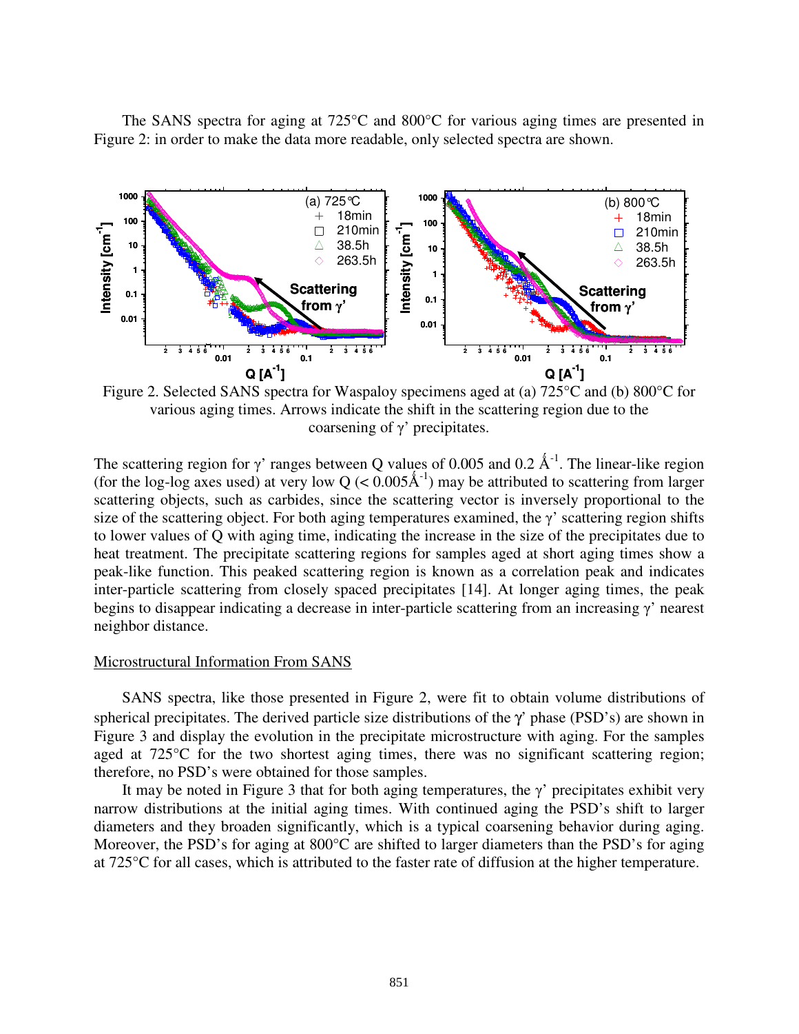The SANS spectra for aging at 725°C and 800°C for various aging times are presented in Figure 2: in order to make the data more readable, only selected spectra are shown.

Figure 2. Selected SANS spectra for Waspaloy specimens aged at (a) 725°C and (b) 800°C for various aging times. Arrows indicate the shift in the scattering region due to the coarsening of γ' precipitates.

The scattering region for γ' ranges between Q values of 0.005 and 0.2 $Å^{-1}$. The linear-like region (for the log-log axes used) at very low Q (< 0.005$Å^{-1}$) may be attributed to scattering from larger scattering objects, such as carbides, since the scattering vector is inversely proportional to the size of the scattering object. For both aging temperatures examined, the γ' scattering region shifts to lower values of Q with aging time, indicating the increase in the size of the precipitates due to heat treatment. The precipitate scattering regions for samples aged at short aging times show a peak-like function. This peaked scattering region is known as a correlation peak and indicates inter-particle scattering from closely spaced precipitates [14]. At longer aging times, the peak begins to disappear indicating a decrease in inter-particle scattering from an increasing γ' nearest neighbor distance.

## Microstructural Information From SANS

SANS spectra, like those presented in Figure 2, were fit to obtain volume distributions of spherical precipitates. The derived particle size distributions of the γ' phase (PSD's) are shown in Figure 3 and display the evolution in the precipitate microstructure with aging. For the samples aged at 725°C for the two shortest aging times, there was no significant scattering region; therefore, no PSD's were obtained for those samples.

It may be noted in Figure 3 that for both aging temperatures, the γ' precipitates exhibit very narrow distributions at the initial aging times. With continued aging the PSD's shift to larger diameters and they broaden significantly, which is a typical coarsening behavior during aging. Moreover, the PSD's for aging at 800°C are shifted to larger diameters than the PSD's for aging at 725°C for all cases, which is attributed to the faster rate of diffusion at the higher temperature.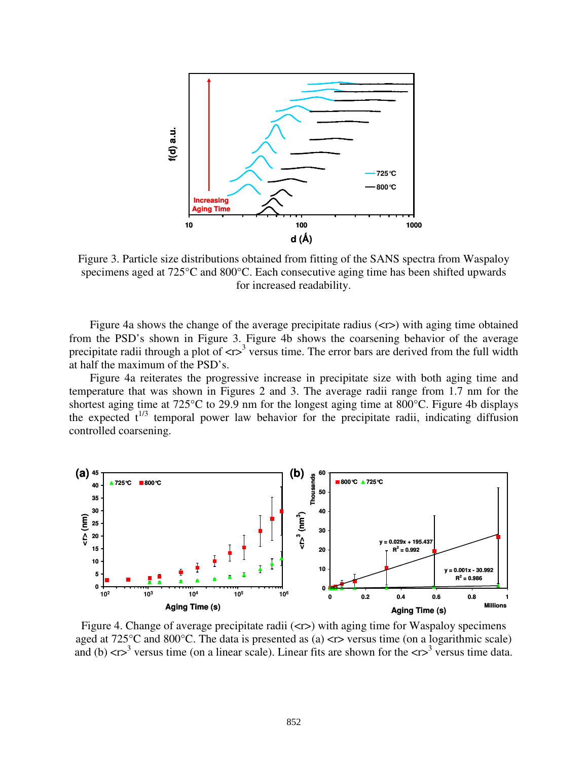Figure 3. Particle size distributions obtained from fitting of the SANS spectra from Waspaloy specimens aged at 725°C and 800°C. Each consecutive aging time has been shifted upwards for increased readability.

Figure 4a shows the change of the average precipitate radius (<r>) with aging time obtained from the PSD's shown in Figure 3. Figure 4b shows the coarsening behavior of the average precipitate radii through a plot of $<r>^3$ versus time. The error bars are derived from the full width at half the maximum of the PSD's.

Figure 4a reiterates the progressive increase in precipitate size with both aging time and temperature that was shown in Figures 2 and 3. The average radii range from 1.7 nm for the shortest aging time at 725°C to 29.9 nm for the longest aging time at 800°C. Figure 4b displays the expected $t^{1/3}$ temporal power law behavior for the precipitate radii, indicating diffusion controlled coarsening.

Figure 4. Change of average precipitate radii (<r>) with aging time for Waspaloy specimens aged at 725°C and 800°C. The data is presented as (a) <r> versus time (on a logarithmic scale) and (b) $<r>^3$ versus time (on a linear scale). Linear fits are shown for the $<r>^3$ versus time data.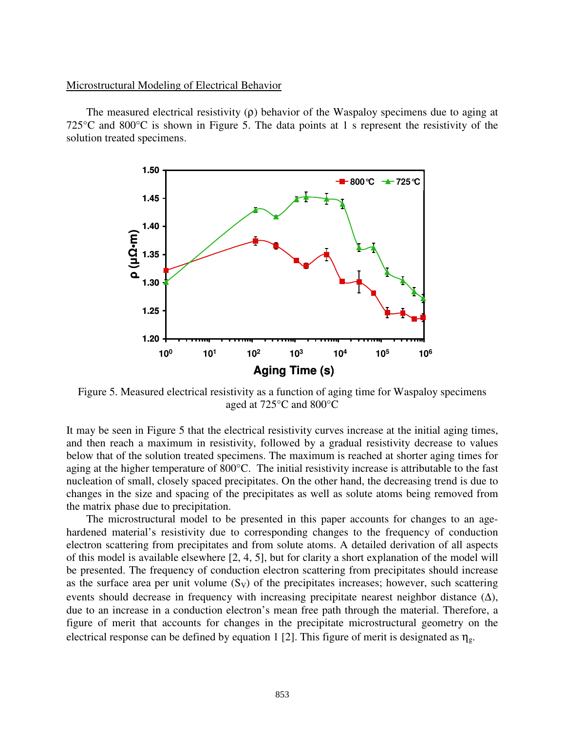Microstructural Modeling of Electrical Behavior

The measured electrical resistivity (ρ) behavior of the Waspaloy specimens due to aging at 725°C and 800°C is shown in Figure 5. The data points at 1 s represent the resistivity of the solution treated specimens.

Figure 5. Measured electrical resistivity as a function of aging time for Waspaloy specimens aged at 725°C and 800°C

It may be seen in Figure 5 that the electrical resistivity curves increase at the initial aging times, and then reach a maximum in resistivity, followed by a gradual resistivity decrease to values below that of the solution treated specimens. The maximum is reached at shorter aging times for aging at the higher temperature of 800°C. The initial resistivity increase is attributable to the fast nucleation of small, closely spaced precipitates. On the other hand, the decreasing trend is due to changes in the size and spacing of the precipitates as well as solute atoms being removed from the matrix phase due to precipitation.

The microstructural model to be presented in this paper accounts for changes to an age-hardened material's resistivity due to corresponding changes to the frequency of conduction electron scattering from precipitates and from solute atoms. A detailed derivation of all aspects of this model is available elsewhere [2, 4, 5], but for clarity a short explanation of the model will be presented. The frequency of conduction electron scattering from precipitates should increase as the surface area per unit volume ($S_V$) of the precipitates increases; however, such scattering events should decrease in frequency with increasing precipitate nearest neighbor distance ($\Delta$), due to an increase in a conduction electron's mean free path through the material. Therefore, a figure of merit that accounts for changes in the precipitate microstructural geometry on the electrical response can be defined by equation 1 [2]. This figure of merit is designated as $\eta_g$.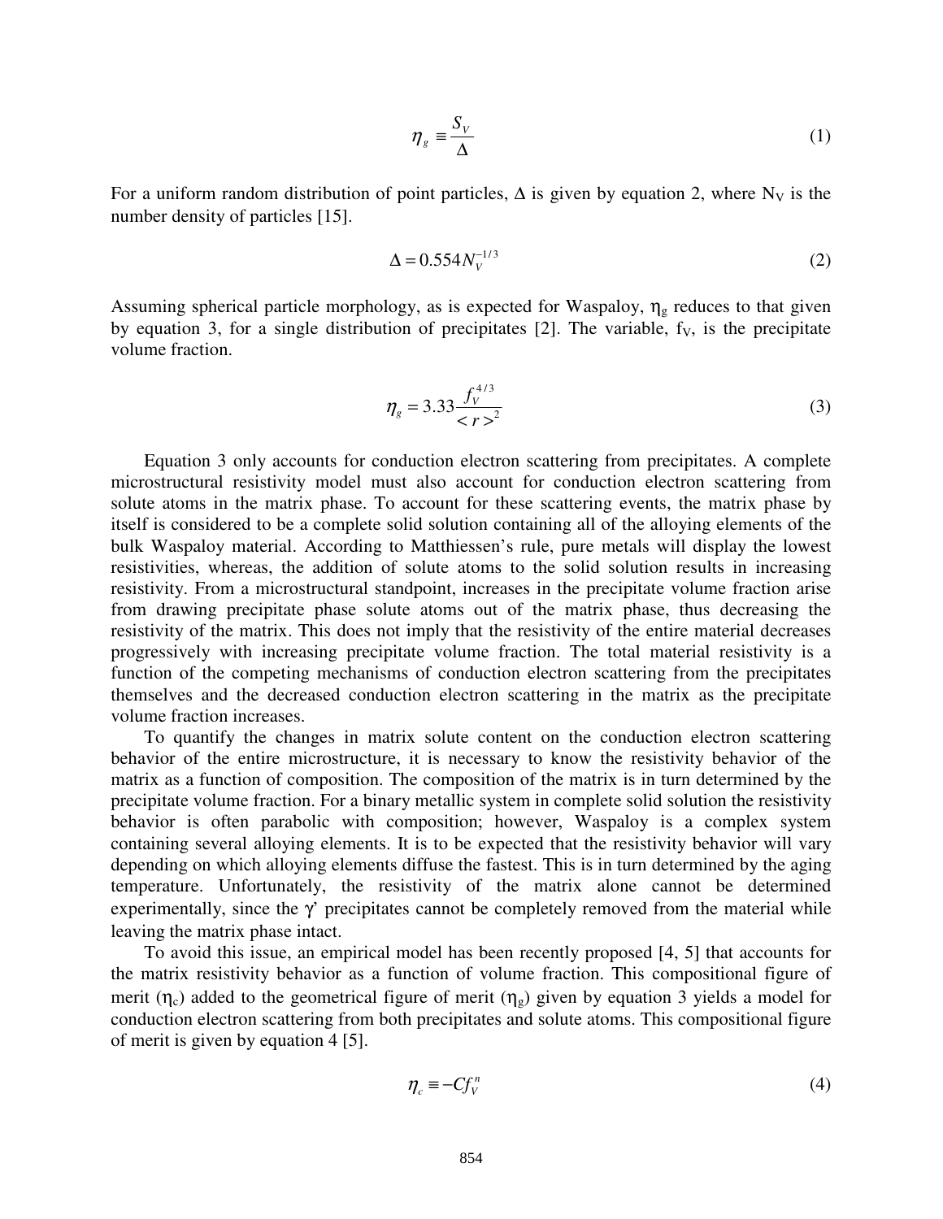$$\eta_g \equiv \frac{S_V}{\Delta} \tag{1}$$

For a uniform random distribution of point particles, $\Delta$ is given by equation 2, where $N_V$ is the number density of particles [15].

$$\Delta = 0.554 N_V^{-1/3} \tag{2}$$

Assuming spherical particle morphology, as is expected for Waspaloy, $\eta_g$ reduces to that given by equation 3, for a single distribution of precipitates [2]. The variable, $f_V$, is the precipitate volume fraction.

$$\eta_g = 3.33 \frac{f_V^{4/3}}{< r >^2} \tag{3}$$

Equation 3 only accounts for conduction electron scattering from precipitates. A complete microstructural resistivity model must also account for conduction electron scattering from solute atoms in the matrix phase. To account for these scattering events, the matrix phase by itself is considered to be a complete solid solution containing all of the alloying elements of the bulk Waspaloy material. According to Matthiessen's rule, pure metals will display the lowest resistivities, whereas, the addition of solute atoms to the solid solution results in increasing resistivity. From a microstructural standpoint, increases in the precipitate volume fraction arise from drawing precipitate phase solute atoms out of the matrix phase, thus decreasing the resistivity of the matrix. This does not imply that the resistivity of the entire material decreases progressively with increasing precipitate volume fraction. The total material resistivity is a function of the competing mechanisms of conduction electron scattering from the precipitates themselves and the decreased conduction electron scattering in the matrix as the precipitate volume fraction increases.

To quantify the changes in matrix solute content on the conduction electron scattering behavior of the entire microstructure, it is necessary to know the resistivity behavior of the matrix as a function of composition. The composition of the matrix is in turn determined by the precipitate volume fraction. For a binary metallic system in complete solid solution the resistivity behavior is often parabolic with composition; however, Waspaloy is a complex system containing several alloying elements. It is to be expected that the resistivity behavior will vary depending on which alloying elements diffuse the fastest. This is in turn determined by the aging temperature. Unfortunately, the resistivity of the matrix alone cannot be determined experimentally, since the $\gamma$' precipitates cannot be completely removed from the material while leaving the matrix phase intact.

To avoid this issue, an empirical model has been recently proposed [4, 5] that accounts for the matrix resistivity behavior as a function of volume fraction. This compositional figure of merit ($\eta_c$) added to the geometrical figure of merit ($\eta_g$) given by equation 3 yields a model for conduction electron scattering from both precipitates and solute atoms. This compositional figure of merit is given by equation 4 [5].

$$\eta_c \equiv -C f_V^n \tag{4}$$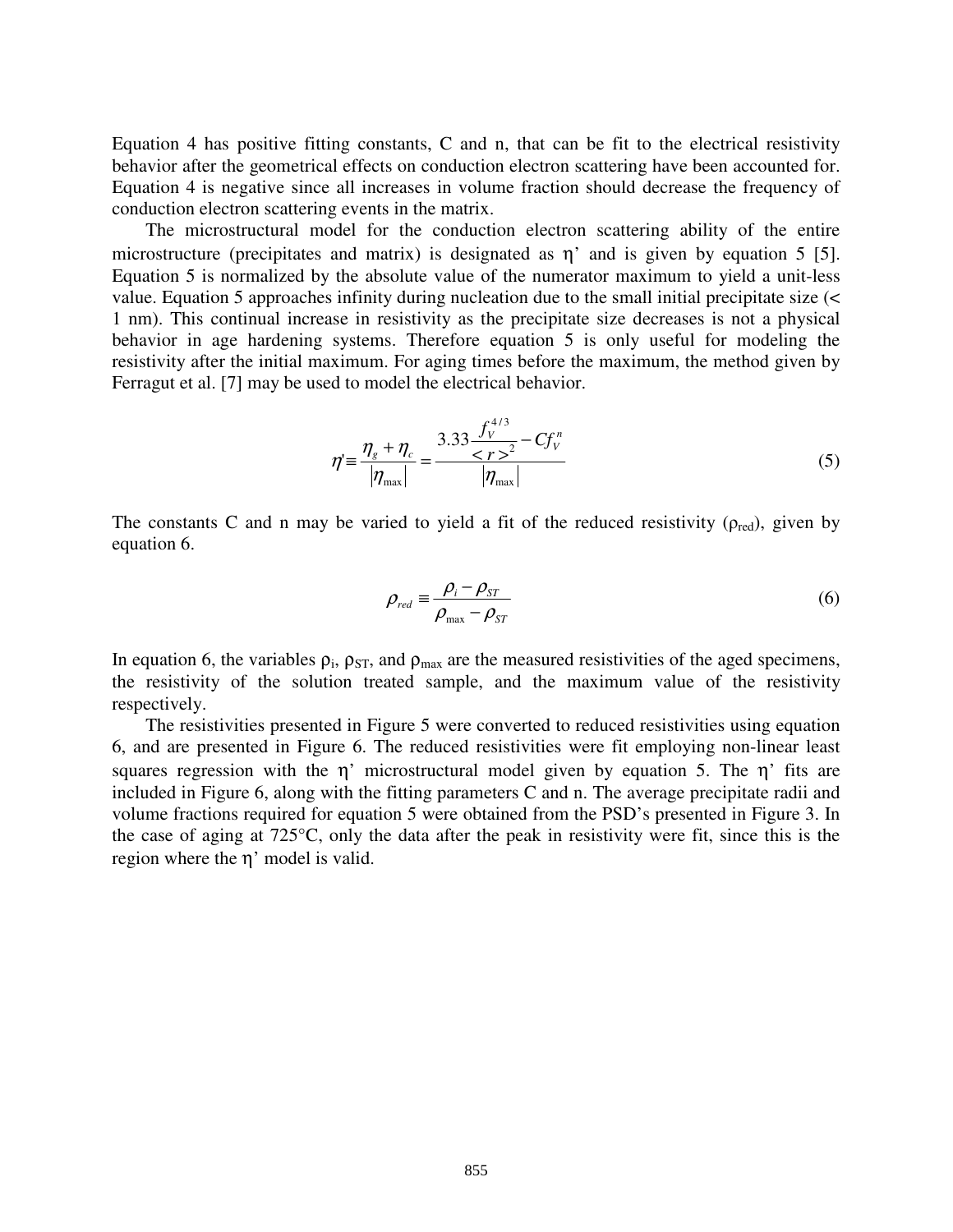Equation 4 has positive fitting constants, C and n, that can be fit to the electrical resistivity behavior after the geometrical effects on conduction electron scattering have been accounted for. Equation 4 is negative since all increases in volume fraction should decrease the frequency of conduction electron scattering events in the matrix.

The microstructural model for the conduction electron scattering ability of the entire microstructure (precipitates and matrix) is designated as η' and is given by equation 5 [5]. Equation 5 is normalized by the absolute value of the numerator maximum to yield a unit-less value. Equation 5 approaches infinity during nucleation due to the small initial precipitate size (< 1 nm). This continual increase in resistivity as the precipitate size decreases is not a physical behavior in age hardening systems. Therefore equation 5 is only useful for modeling the resistivity after the initial maximum. For aging times before the maximum, the method given by Ferragut et al. [7] may be used to model the electrical behavior.

$$\eta' \equiv \frac{\eta_g + \eta_c}{|\eta_{\max}|} = \frac{3.33\dfrac{f_V^{4/3}}{<r>^2} - Cf_V^n}{|\eta_{\max}|} \tag{5}$$

The constants C and n may be varied to yield a fit of the reduced resistivity ($\rho_{red}$), given by equation 6.

$$\rho_{red} \equiv \frac{\rho_i - \rho_{ST}}{\rho_{\max} - \rho_{ST}} \tag{6}$$

In equation 6, the variables $\rho_i$, $\rho_{ST}$, and $\rho_{max}$ are the measured resistivities of the aged specimens, the resistivity of the solution treated sample, and the maximum value of the resistivity respectively.

The resistivities presented in Figure 5 were converted to reduced resistivities using equation 6, and are presented in Figure 6. The reduced resistivities were fit employing non-linear least squares regression with the η' microstructural model given by equation 5. The η' fits are included in Figure 6, along with the fitting parameters C and n. The average precipitate radii and volume fractions required for equation 5 were obtained from the PSD's presented in Figure 3. In the case of aging at 725°C, only the data after the peak in resistivity were fit, since this is the region where the η' model is valid.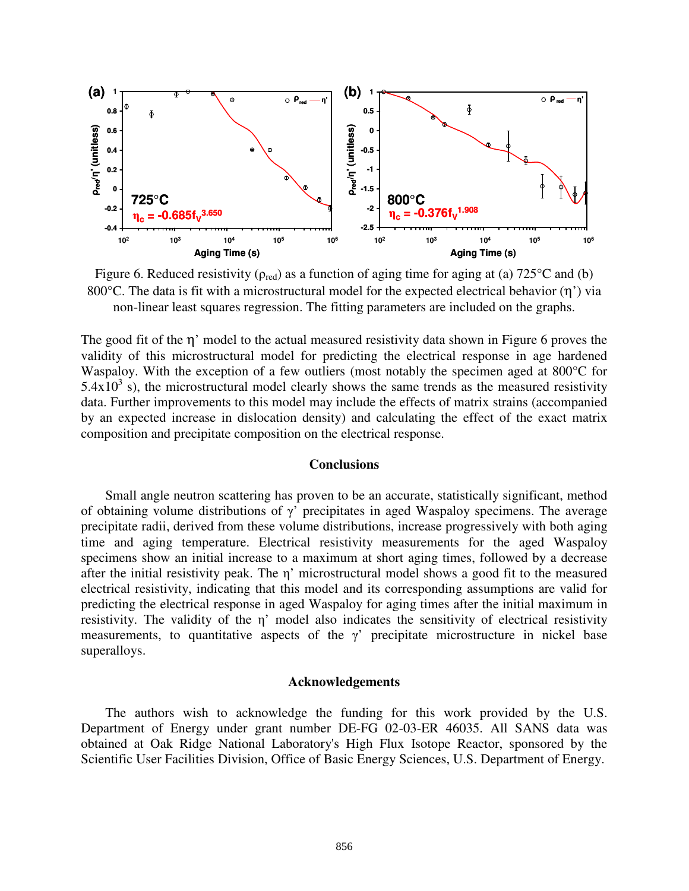Figure 6. Reduced resistivity ($\rho_{red}$) as a function of aging time for aging at (a) 725°C and (b) 800°C. The data is fit with a microstructural model for the expected electrical behavior (η') via non-linear least squares regression. The fitting parameters are included on the graphs.

The good fit of the η' model to the actual measured resistivity data shown in Figure 6 proves the validity of this microstructural model for predicting the electrical response in age hardened Waspaloy. With the exception of a few outliers (most notably the specimen aged at 800°C for $5.4 \times 10^3$ s), the microstructural model clearly shows the same trends as the measured resistivity data. Further improvements to this model may include the effects of matrix strains (accompanied by an expected increase in dislocation density) and calculating the effect of the exact matrix composition and precipitate composition on the electrical response.

## Conclusions

Small angle neutron scattering has proven to be an accurate, statistically significant, method of obtaining volume distributions of γ' precipitates in aged Waspaloy specimens. The average precipitate radii, derived from these volume distributions, increase progressively with both aging time and aging temperature. Electrical resistivity measurements for the aged Waspaloy specimens show an initial increase to a maximum at short aging times, followed by a decrease after the initial resistivity peak. The η' microstructural model shows a good fit to the measured electrical resistivity, indicating that this model and its corresponding assumptions are valid for predicting the electrical response in aged Waspaloy for aging times after the initial maximum in resistivity. The validity of the η' model also indicates the sensitivity of electrical resistivity measurements, to quantitative aspects of the γ' precipitate microstructure in nickel base superalloys.

## Acknowledgements

The authors wish to acknowledge the funding for this work provided by the U.S. Department of Energy under grant number DE-FG 02-03-ER 46035. All SANS data was obtained at Oak Ridge National Laboratory's High Flux Isotope Reactor, sponsored by the Scientific User Facilities Division, Office of Basic Energy Sciences, U.S. Department of Energy.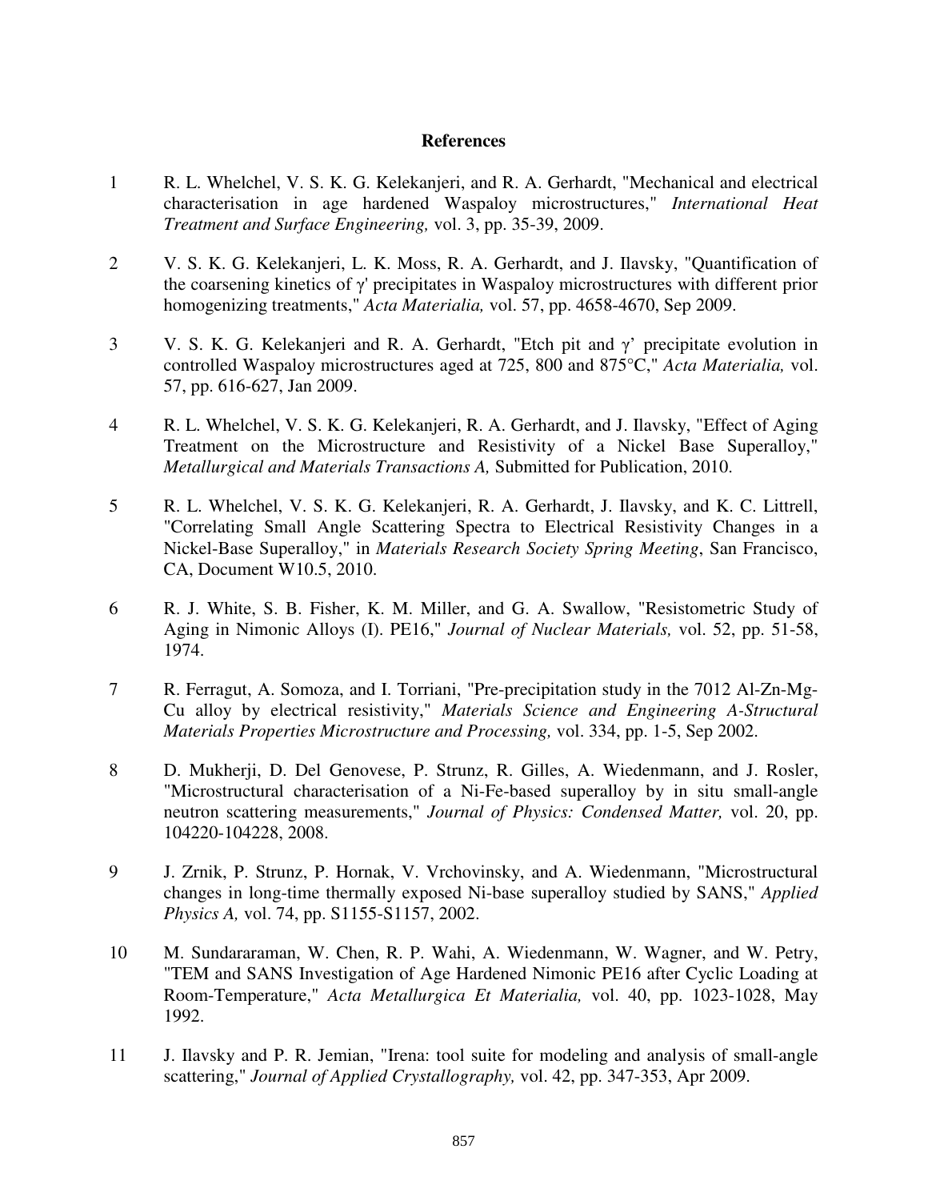## References

1. R. L. Whelchel, V. S. K. G. Kelekanjeri, and R. A. Gerhardt, "Mechanical and electrical characterisation in age hardened Waspaloy microstructures," *International Heat Treatment and Surface Engineering,* vol. 3, pp. 35-39, 2009.

2. V. S. K. G. Kelekanjeri, L. K. Moss, R. A. Gerhardt, and J. Ilavsky, "Quantification of the coarsening kinetics of γ' precipitates in Waspaloy microstructures with different prior homogenizing treatments," *Acta Materialia,* vol. 57, pp. 4658-4670, Sep 2009.

3. V. S. K. G. Kelekanjeri and R. A. Gerhardt, "Etch pit and γ' precipitate evolution in controlled Waspaloy microstructures aged at 725, 800 and 875°C," *Acta Materialia,* vol. 57, pp. 616-627, Jan 2009.

4. R. L. Whelchel, V. S. K. G. Kelekanjeri, R. A. Gerhardt, and J. Ilavsky, "Effect of Aging Treatment on the Microstructure and Resistivity of a Nickel Base Superalloy," *Metallurgical and Materials Transactions A,* Submitted for Publication, 2010.

5. R. L. Whelchel, V. S. K. G. Kelekanjeri, R. A. Gerhardt, J. Ilavsky, and K. C. Littrell, "Correlating Small Angle Scattering Spectra to Electrical Resistivity Changes in a Nickel-Base Superalloy," in *Materials Research Society Spring Meeting*, San Francisco, CA, Document W10.5, 2010.

6. R. J. White, S. B. Fisher, K. M. Miller, and G. A. Swallow, "Resistometric Study of Aging in Nimonic Alloys (I). PE16," *Journal of Nuclear Materials,* vol. 52, pp. 51-58, 1974.

7. R. Ferragut, A. Somoza, and I. Torriani, "Pre-precipitation study in the 7012 Al-Zn-Mg-Cu alloy by electrical resistivity," *Materials Science and Engineering A-Structural Materials Properties Microstructure and Processing,* vol. 334, pp. 1-5, Sep 2002.

8. D. Mukherji, D. Del Genovese, P. Strunz, R. Gilles, A. Wiedenmann, and J. Rosler, "Microstructural characterisation of a Ni-Fe-based superalloy by in situ small-angle neutron scattering measurements," *Journal of Physics: Condensed Matter,* vol. 20, pp. 104220-104228, 2008.

9. J. Zrnik, P. Strunz, P. Hornak, V. Vrchovinsky, and A. Wiedenmann, "Microstructural changes in long-time thermally exposed Ni-base superalloy studied by SANS," *Applied Physics A,* vol. 74, pp. S1155-S1157, 2002.

10. M. Sundararaman, W. Chen, R. P. Wahi, A. Wiedenmann, W. Wagner, and W. Petry, "TEM and SANS Investigation of Age Hardened Nimonic PE16 after Cyclic Loading at Room-Temperature," *Acta Metallurgica Et Materialia,* vol. 40, pp. 1023-1028, May 1992.

11. J. Ilavsky and P. R. Jemian, "Irena: tool suite for modeling and analysis of small-angle scattering," *Journal of Applied Crystallography,* vol. 42, pp. 347-353, Apr 2009.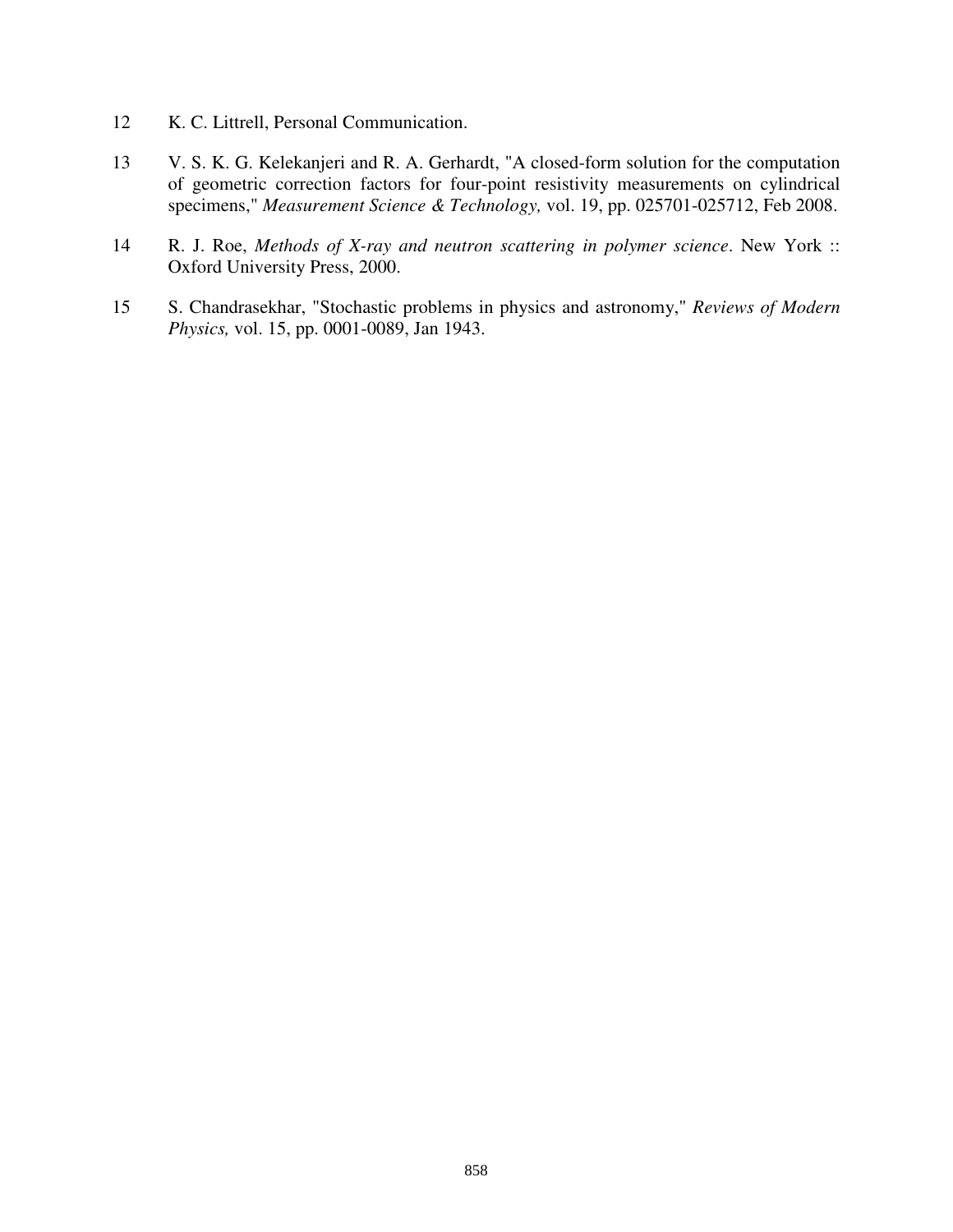12 K. C. Littrell, Personal Communication.

13 V. S. K. G. Kelekanjeri and R. A. Gerhardt, "A closed-form solution for the computation of geometric correction factors for four-point resistivity measurements on cylindrical specimens," *Measurement Science & Technology,* vol. 19, pp. 025701-025712, Feb 2008.

14 R. J. Roe, *Methods of X-ray and neutron scattering in polymer science*. New York :: Oxford University Press, 2000.

15 S. Chandrasekhar, "Stochastic problems in physics and astronomy," *Reviews of Modern Physics,* vol. 15, pp. 0001-0089, Jan 1943.